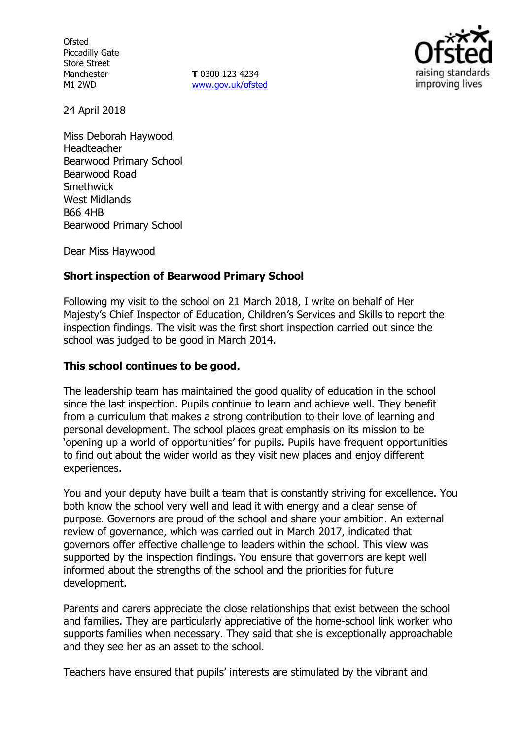Ofsted
Piccadilly Gate
Store Street
Manchester
M1 2WD

**T** 0300 123 4234
www.gov.uk/ofsted

24 April 2018

Miss Deborah Haywood
Headteacher
Bearwood Primary School
Bearwood Road
Smethwick
West Midlands
B66 4HB
Bearwood Primary School

Dear Miss Haywood

**Short inspection of Bearwood Primary School**

Following my visit to the school on 21 March 2018, I write on behalf of Her Majesty's Chief Inspector of Education, Children's Services and Skills to report the inspection findings. The visit was the first short inspection carried out since the school was judged to be good in March 2014.

**This school continues to be good.**

The leadership team has maintained the good quality of education in the school since the last inspection. Pupils continue to learn and achieve well. They benefit from a curriculum that makes a strong contribution to their love of learning and personal development. The school places great emphasis on its mission to be 'opening up a world of opportunities' for pupils. Pupils have frequent opportunities to find out about the wider world as they visit new places and enjoy different experiences.

You and your deputy have built a team that is constantly striving for excellence. You both know the school very well and lead it with energy and a clear sense of purpose. Governors are proud of the school and share your ambition. An external review of governance, which was carried out in March 2017, indicated that governors offer effective challenge to leaders within the school. This view was supported by the inspection findings. You ensure that governors are kept well informed about the strengths of the school and the priorities for future development.

Parents and carers appreciate the close relationships that exist between the school and families. They are particularly appreciative of the home-school link worker who supports families when necessary. They said that she is exceptionally approachable and they see her as an asset to the school.

Teachers have ensured that pupils' interests are stimulated by the vibrant and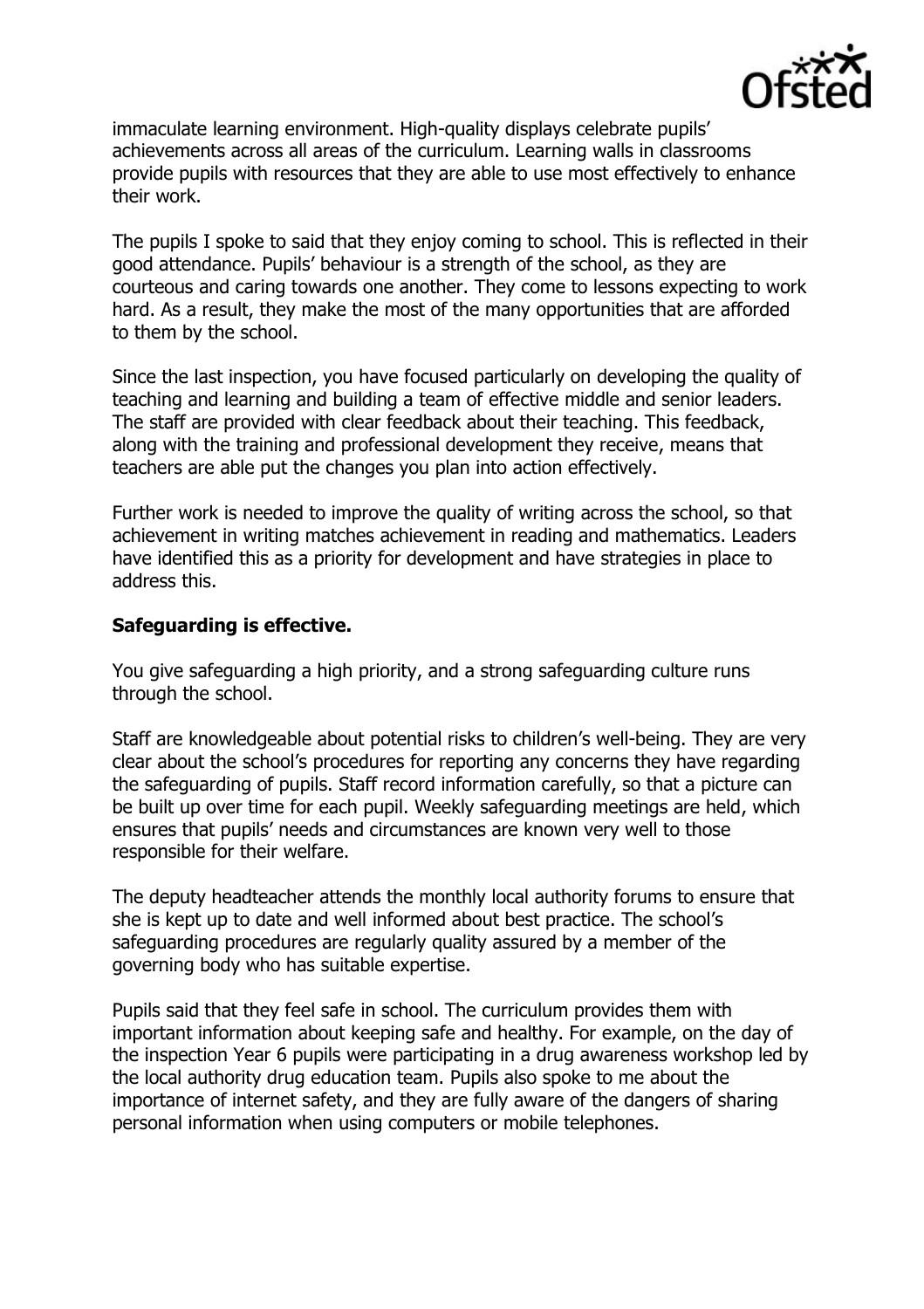immaculate learning environment. High-quality displays celebrate pupils' achievements across all areas of the curriculum. Learning walls in classrooms provide pupils with resources that they are able to use most effectively to enhance their work.

The pupils I spoke to said that they enjoy coming to school. This is reflected in their good attendance. Pupils' behaviour is a strength of the school, as they are courteous and caring towards one another. They come to lessons expecting to work hard. As a result, they make the most of the many opportunities that are afforded to them by the school.

Since the last inspection, you have focused particularly on developing the quality of teaching and learning and building a team of effective middle and senior leaders. The staff are provided with clear feedback about their teaching. This feedback, along with the training and professional development they receive, means that teachers are able put the changes you plan into action effectively.

Further work is needed to improve the quality of writing across the school, so that achievement in writing matches achievement in reading and mathematics. Leaders have identified this as a priority for development and have strategies in place to address this.

**Safeguarding is effective.**

You give safeguarding a high priority, and a strong safeguarding culture runs through the school.

Staff are knowledgeable about potential risks to children's well-being. They are very clear about the school's procedures for reporting any concerns they have regarding the safeguarding of pupils. Staff record information carefully, so that a picture can be built up over time for each pupil. Weekly safeguarding meetings are held, which ensures that pupils' needs and circumstances are known very well to those responsible for their welfare.

The deputy headteacher attends the monthly local authority forums to ensure that she is kept up to date and well informed about best practice. The school's safeguarding procedures are regularly quality assured by a member of the governing body who has suitable expertise.

Pupils said that they feel safe in school. The curriculum provides them with important information about keeping safe and healthy. For example, on the day of the inspection Year 6 pupils were participating in a drug awareness workshop led by the local authority drug education team. Pupils also spoke to me about the importance of internet safety, and they are fully aware of the dangers of sharing personal information when using computers or mobile telephones.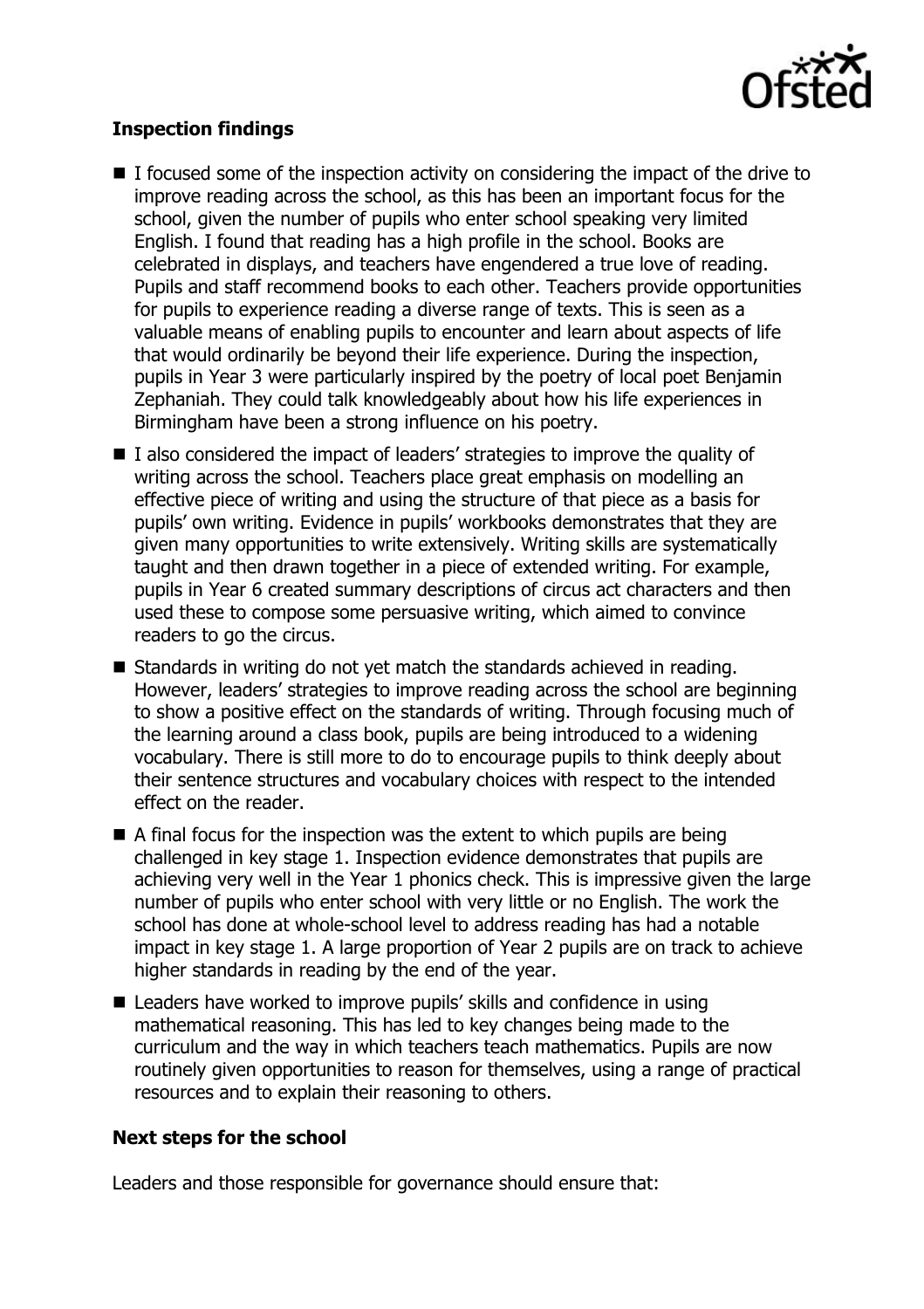**Inspection findings**

- I focused some of the inspection activity on considering the impact of the drive to improve reading across the school, as this has been an important focus for the school, given the number of pupils who enter school speaking very limited English. I found that reading has a high profile in the school. Books are celebrated in displays, and teachers have engendered a true love of reading. Pupils and staff recommend books to each other. Teachers provide opportunities for pupils to experience reading a diverse range of texts. This is seen as a valuable means of enabling pupils to encounter and learn about aspects of life that would ordinarily be beyond their life experience. During the inspection, pupils in Year 3 were particularly inspired by the poetry of local poet Benjamin Zephaniah. They could talk knowledgeably about how his life experiences in Birmingham have been a strong influence on his poetry.
- I also considered the impact of leaders' strategies to improve the quality of writing across the school. Teachers place great emphasis on modelling an effective piece of writing and using the structure of that piece as a basis for pupils' own writing. Evidence in pupils' workbooks demonstrates that they are given many opportunities to write extensively. Writing skills are systematically taught and then drawn together in a piece of extended writing. For example, pupils in Year 6 created summary descriptions of circus act characters and then used these to compose some persuasive writing, which aimed to convince readers to go the circus.
- Standards in writing do not yet match the standards achieved in reading. However, leaders' strategies to improve reading across the school are beginning to show a positive effect on the standards of writing. Through focusing much of the learning around a class book, pupils are being introduced to a widening vocabulary. There is still more to do to encourage pupils to think deeply about their sentence structures and vocabulary choices with respect to the intended effect on the reader.
- A final focus for the inspection was the extent to which pupils are being challenged in key stage 1. Inspection evidence demonstrates that pupils are achieving very well in the Year 1 phonics check. This is impressive given the large number of pupils who enter school with very little or no English. The work the school has done at whole-school level to address reading has had a notable impact in key stage 1. A large proportion of Year 2 pupils are on track to achieve higher standards in reading by the end of the year.
- Leaders have worked to improve pupils' skills and confidence in using mathematical reasoning. This has led to key changes being made to the curriculum and the way in which teachers teach mathematics. Pupils are now routinely given opportunities to reason for themselves, using a range of practical resources and to explain their reasoning to others.

**Next steps for the school**

Leaders and those responsible for governance should ensure that: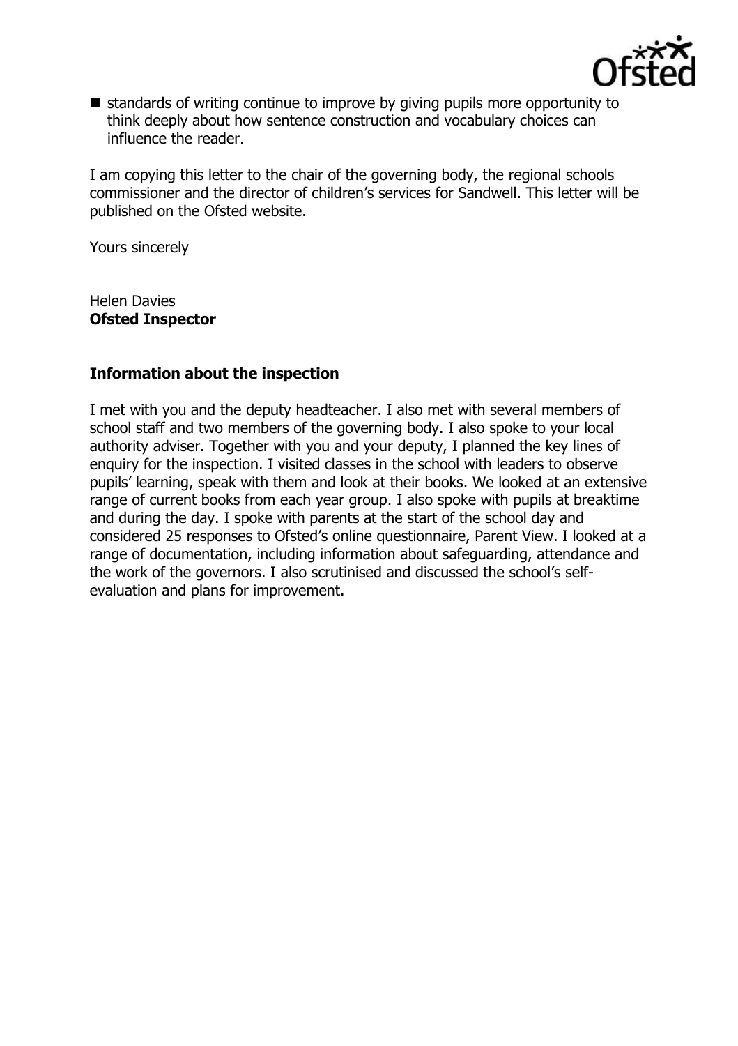- standards of writing continue to improve by giving pupils more opportunity to think deeply about how sentence construction and vocabulary choices can influence the reader.

I am copying this letter to the chair of the governing body, the regional schools commissioner and the director of children's services for Sandwell. This letter will be published on the Ofsted website.

Yours sincerely

Helen Davies
**Ofsted Inspector**

### Information about the inspection

I met with you and the deputy headteacher. I also met with several members of school staff and two members of the governing body. I also spoke to your local authority adviser. Together with you and your deputy, I planned the key lines of enquiry for the inspection. I visited classes in the school with leaders to observe pupils' learning, speak with them and look at their books. We looked at an extensive range of current books from each year group. I also spoke with pupils at breaktime and during the day. I spoke with parents at the start of the school day and considered 25 responses to Ofsted's online questionnaire, Parent View. I looked at a range of documentation, including information about safeguarding, attendance and the work of the governors. I also scrutinised and discussed the school's self-evaluation and plans for improvement.